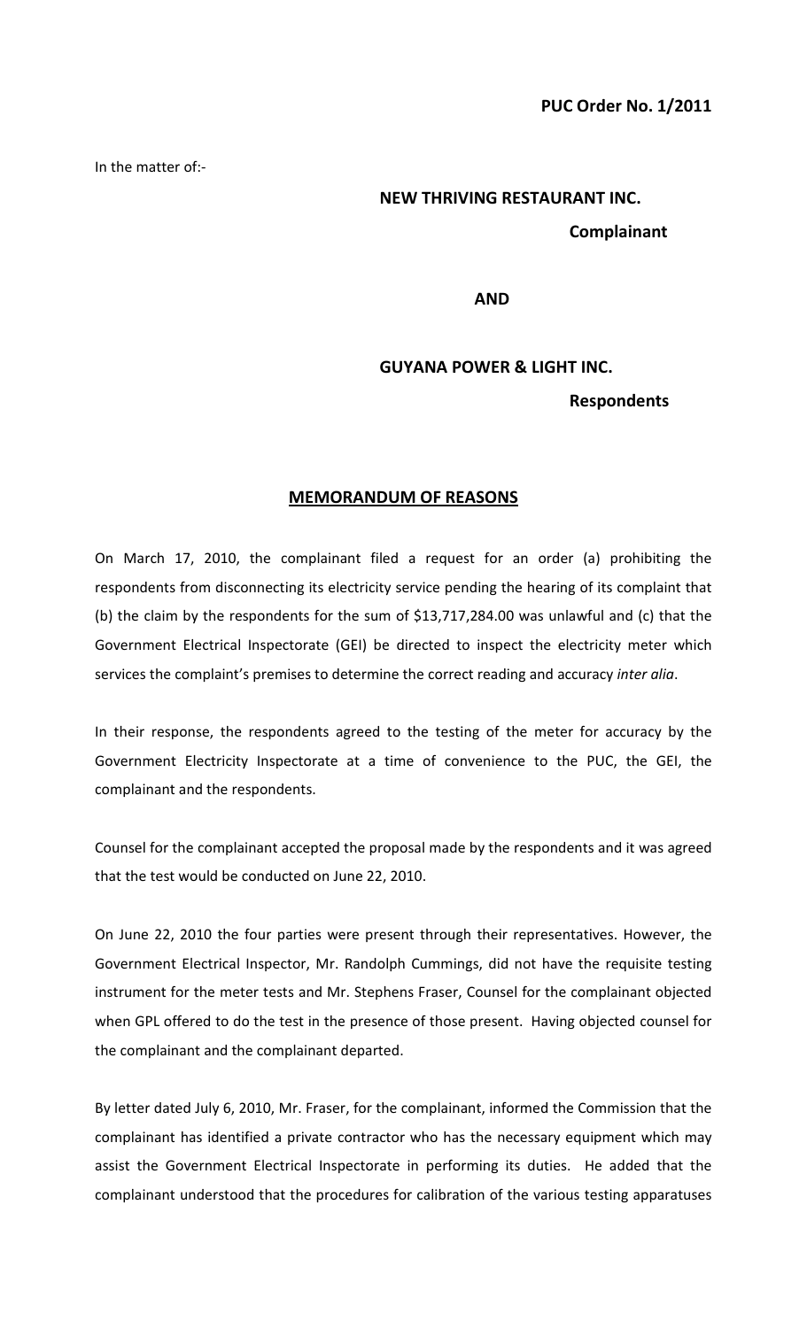**PUC Order No. 1/2011**

In the matter of:-

**NEW THRIVING RESTAURANT INC.**

**Complainant**

**AND**

**GUYANA POWER & LIGHT INC.**

**Respondents**

## MEMORANDUM OF REASONS

On March 17, 2010, the complainant filed a request for an order (a) prohibiting the respondents from disconnecting its electricity service pending the hearing of its complaint that (b) the claim by the respondents for the sum of $13,717,284.00 was unlawful and (c) that the Government Electrical Inspectorate (GEI) be directed to inspect the electricity meter which services the complaint's premises to determine the correct reading and accuracy *inter alia*.

In their response, the respondents agreed to the testing of the meter for accuracy by the Government Electricity Inspectorate at a time of convenience to the PUC, the GEI, the complainant and the respondents.

Counsel for the complainant accepted the proposal made by the respondents and it was agreed that the test would be conducted on June 22, 2010.

On June 22, 2010 the four parties were present through their representatives. However, the Government Electrical Inspector, Mr. Randolph Cummings, did not have the requisite testing instrument for the meter tests and Mr. Stephens Fraser, Counsel for the complainant objected when GPL offered to do the test in the presence of those present. Having objected counsel for the complainant and the complainant departed.

By letter dated July 6, 2010, Mr. Fraser, for the complainant, informed the Commission that the complainant has identified a private contractor who has the necessary equipment which may assist the Government Electrical Inspectorate in performing its duties. He added that the complainant understood that the procedures for calibration of the various testing apparatuses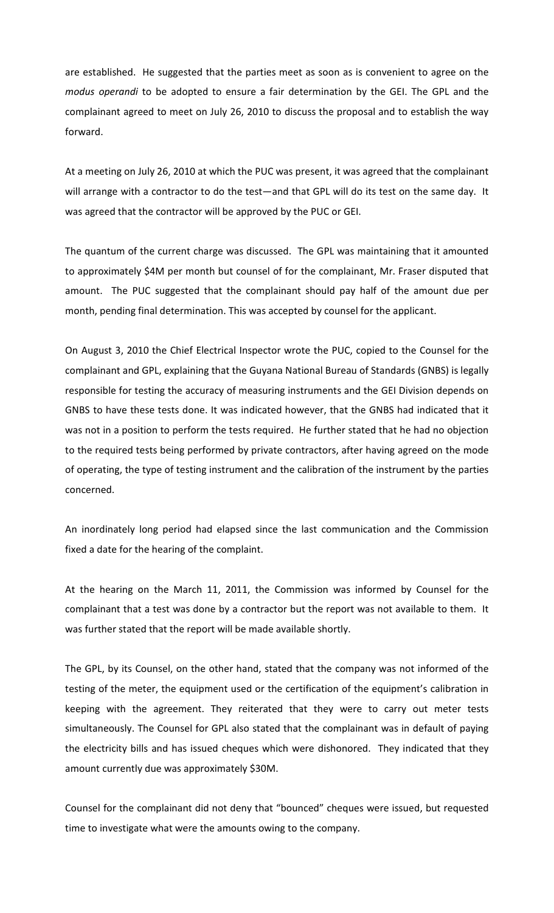are established. He suggested that the parties meet as soon as is convenient to agree on the *modus operandi* to be adopted to ensure a fair determination by the GEI. The GPL and the complainant agreed to meet on July 26, 2010 to discuss the proposal and to establish the way forward.

At a meeting on July 26, 2010 at which the PUC was present, it was agreed that the complainant will arrange with a contractor to do the test—and that GPL will do its test on the same day. It was agreed that the contractor will be approved by the PUC or GEI.

The quantum of the current charge was discussed. The GPL was maintaining that it amounted to approximately $4M per month but counsel of for the complainant, Mr. Fraser disputed that amount. The PUC suggested that the complainant should pay half of the amount due per month, pending final determination. This was accepted by counsel for the applicant.

On August 3, 2010 the Chief Electrical Inspector wrote the PUC, copied to the Counsel for the complainant and GPL, explaining that the Guyana National Bureau of Standards (GNBS) is legally responsible for testing the accuracy of measuring instruments and the GEI Division depends on GNBS to have these tests done. It was indicated however, that the GNBS had indicated that it was not in a position to perform the tests required. He further stated that he had no objection to the required tests being performed by private contractors, after having agreed on the mode of operating, the type of testing instrument and the calibration of the instrument by the parties concerned.

An inordinately long period had elapsed since the last communication and the Commission fixed a date for the hearing of the complaint.

At the hearing on the March 11, 2011, the Commission was informed by Counsel for the complainant that a test was done by a contractor but the report was not available to them. It was further stated that the report will be made available shortly.

The GPL, by its Counsel, on the other hand, stated that the company was not informed of the testing of the meter, the equipment used or the certification of the equipment's calibration in keeping with the agreement. They reiterated that they were to carry out meter tests simultaneously. The Counsel for GPL also stated that the complainant was in default of paying the electricity bills and has issued cheques which were dishonored. They indicated that they amount currently due was approximately $30M.

Counsel for the complainant did not deny that "bounced" cheques were issued, but requested time to investigate what were the amounts owing to the company.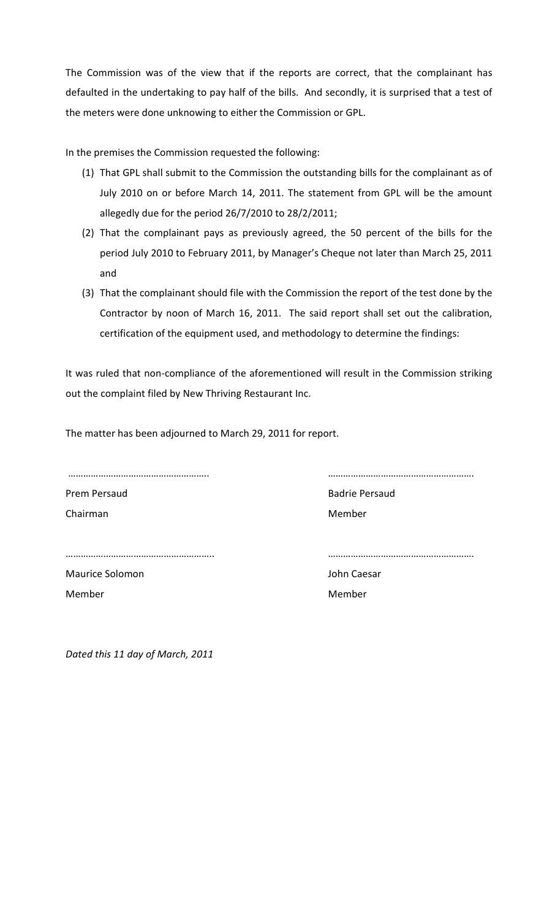The Commission was of the view that if the reports are correct, that the complainant has defaulted in the undertaking to pay half of the bills. And secondly, it is surprised that a test of the meters were done unknowing to either the Commission or GPL.

In the premises the Commission requested the following:

(1) That GPL shall submit to the Commission the outstanding bills for the complainant as of July 2010 on or before March 14, 2011. The statement from GPL will be the amount allegedly due for the period 26/7/2010 to 28/2/2011;

(2) That the complainant pays as previously agreed, the 50 percent of the bills for the period July 2010 to February 2011, by Manager's Cheque not later than March 25, 2011 and

(3) That the complainant should file with the Commission the report of the test done by the Contractor by noon of March 16, 2011. The said report shall set out the calibration, certification of the equipment used, and methodology to determine the findings:

It was ruled that non-compliance of the aforementioned will result in the Commission striking out the complaint filed by New Thriving Restaurant Inc.

The matter has been adjourned to March 29, 2011 for report.

| | |
|---|---|
| ……………………………………………. | ………………………………………………. |
| Prem Persaud | Badrie Persaud |
| Chairman | Member |
| ……………………………………………….. | ………………………………………………. |
| Maurice Solomon | John Caesar |
| Member | Member |

*Dated this 11 day of March, 2011*